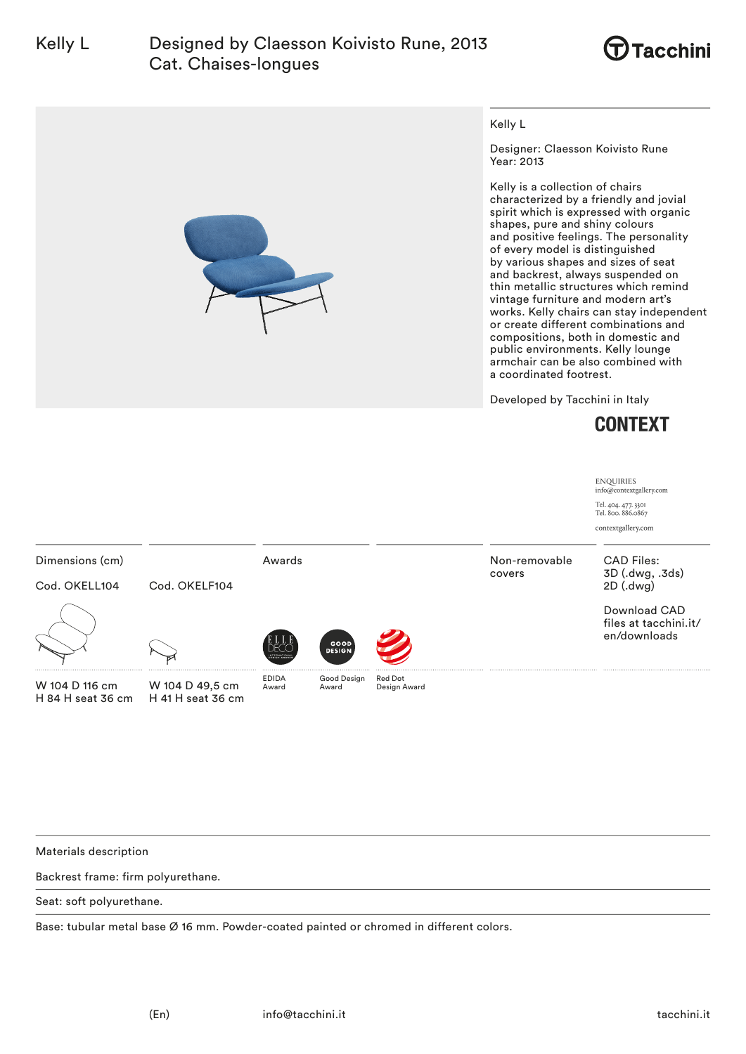# Kelly L

Designed by Claesson Koivisto Rune, 2013
Cat. Chaises-longues

Tacchini

Kelly L

Designer: Claesson Koivisto Rune
Year: 2013

Kelly is a collection of chairs characterized by a friendly and jovial spirit which is expressed with organic shapes, pure and shiny colours and positive feelings. The personality of every model is distinguished by various shapes and sizes of seat and backrest, always suspended on thin metallic structures which remind vintage furniture and modern art's works. Kelly chairs can stay independent or create different combinations and compositions, both in domestic and public environments. Kelly lounge armchair can be also combined with a coordinated footrest.

Developed by Tacchini in Italy

CONTEXT

ENQUIRIES
info@contextgallery.com

Tel. 404. 477. 3301
Tel. 800. 886.0867

contextgallery.com

| Dimensions (cm) | | Awards | | | Non-removable covers | CAD Files: 3D (.dwg, .3ds) 2D (.dwg) |
|---|---|---|---|---|---|---|
| Cod. OKELL104 | Cod. OKELF104 | | | | | Download CAD files at tacchini.it/en/downloads |
| W 104 D 116 cm H 84 H seat 36 cm | W 104 D 49,5 cm H 41 H seat 36 cm | EDIDA Award | Good Design Award | Red Dot Design Award | | |

Materials description

Backrest frame: firm polyurethane.

Seat: soft polyurethane.

Base: tubular metal base Ø 16 mm. Powder-coated painted or chromed in different colors.

(En) info@tacchini.it tacchini.it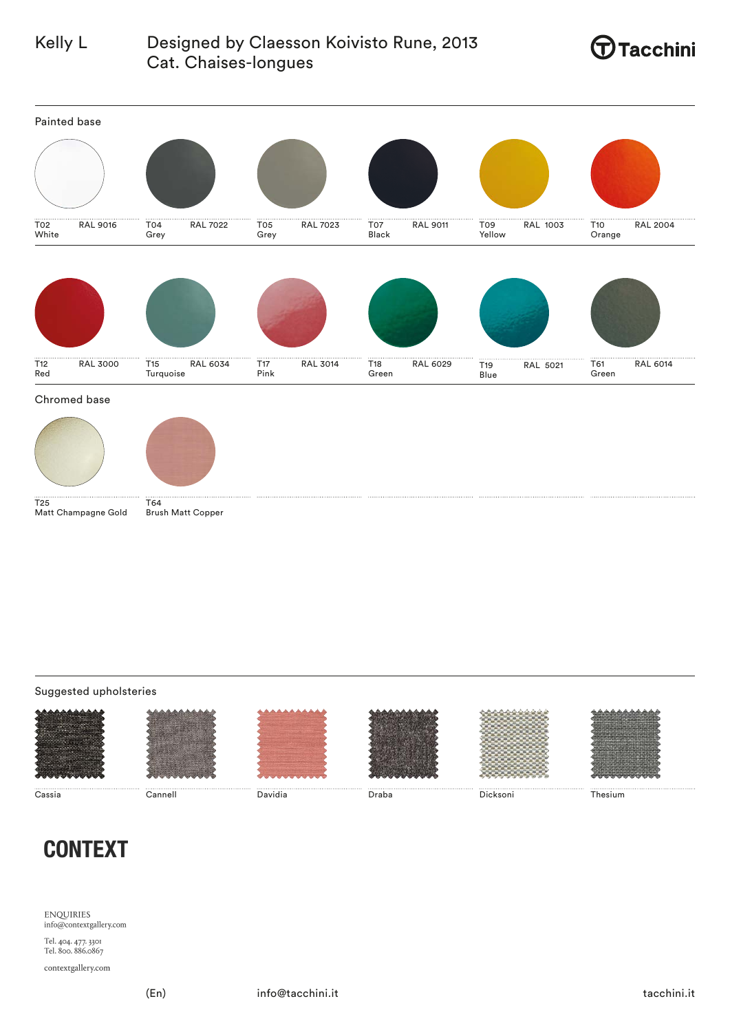Kelly L

Designed by Claesson Koivisto Rune, 2013
Cat. Chaises-longues

Tacchini

## Painted base

| | |
|---|---|
| T02 White | RAL 9016 |
| T04 Grey | RAL 7022 |
| T05 Grey | RAL 7023 |
| T07 Black | RAL 9011 |
| T09 Yellow | RAL 1003 |
| T10 Orange | RAL 2004 |
| T12 Red | RAL 3000 |
| T15 Turquoise | RAL 6034 |
| T17 Pink | RAL 3014 |
| T18 Green | RAL 6029 |
| T19 Blue | RAL 5021 |
| T61 Green | RAL 6014 |

## Chromed base

T25
Matt Champagne Gold

T64
Brush Matt Copper

## Suggested upholsteries

Cassia

Cannell

Davidia

Draba

Dicksoni

Thesium

**CONTEXT**

ENQUIRIES
info@contextgallery.com

Tel. 404. 477. 3301
Tel. 800. 886.0867

contextgallery.com

(En)

info@tacchini.it

tacchini.it